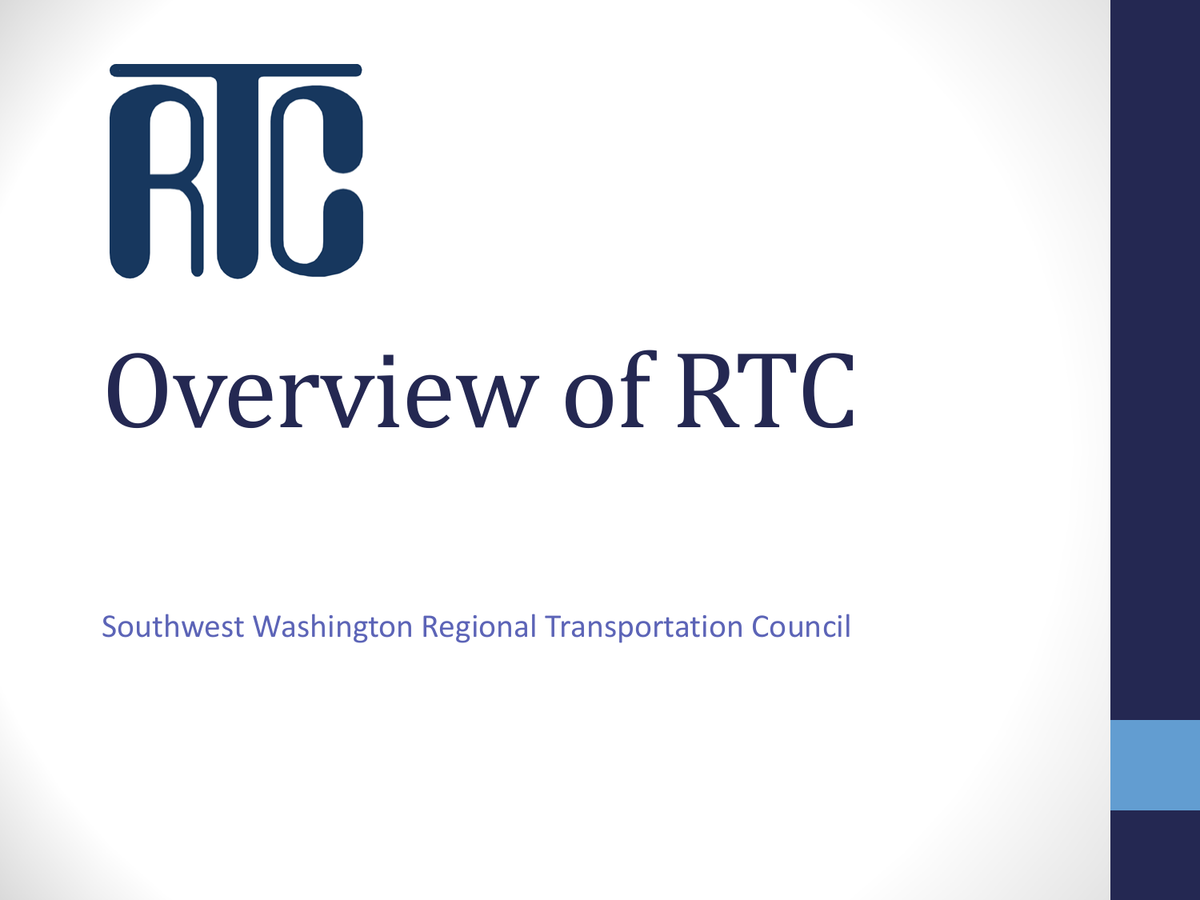# Overview of RTC

Southwest Washington Regional Transportation Council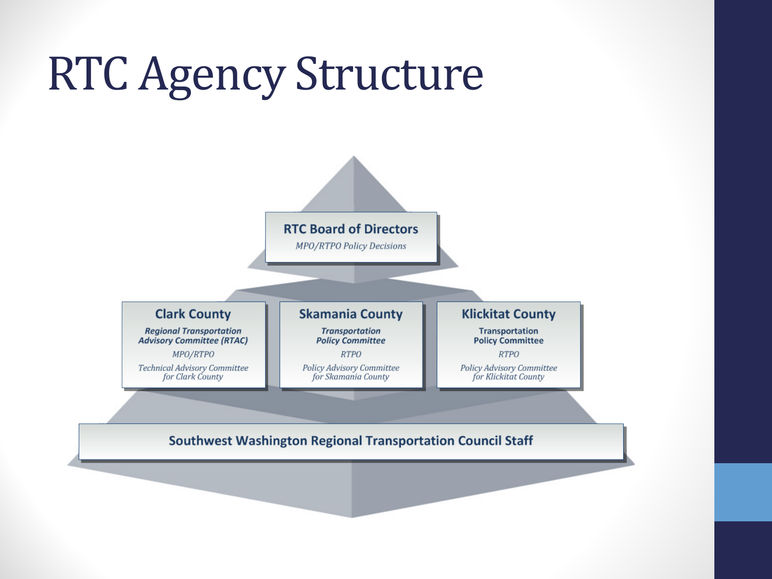# RTC Agency Structure

**RTC Board of Directors**

*MPO/RTPO Policy Decisions*

**Clark County**

***Regional Transportation Advisory Committee (RTAC)***

*MPO/RTPO*

*Technical Advisory Committee for Clark County*

**Skamania County**

***Transportation Policy Committee***

*RTPO*

*Policy Advisory Committee for Skamania County*

**Klickitat County**

**Transportation Policy Committee**

*RTPO*

*Policy Advisory Committee for Klickitat County*

**Southwest Washington Regional Transportation Council Staff**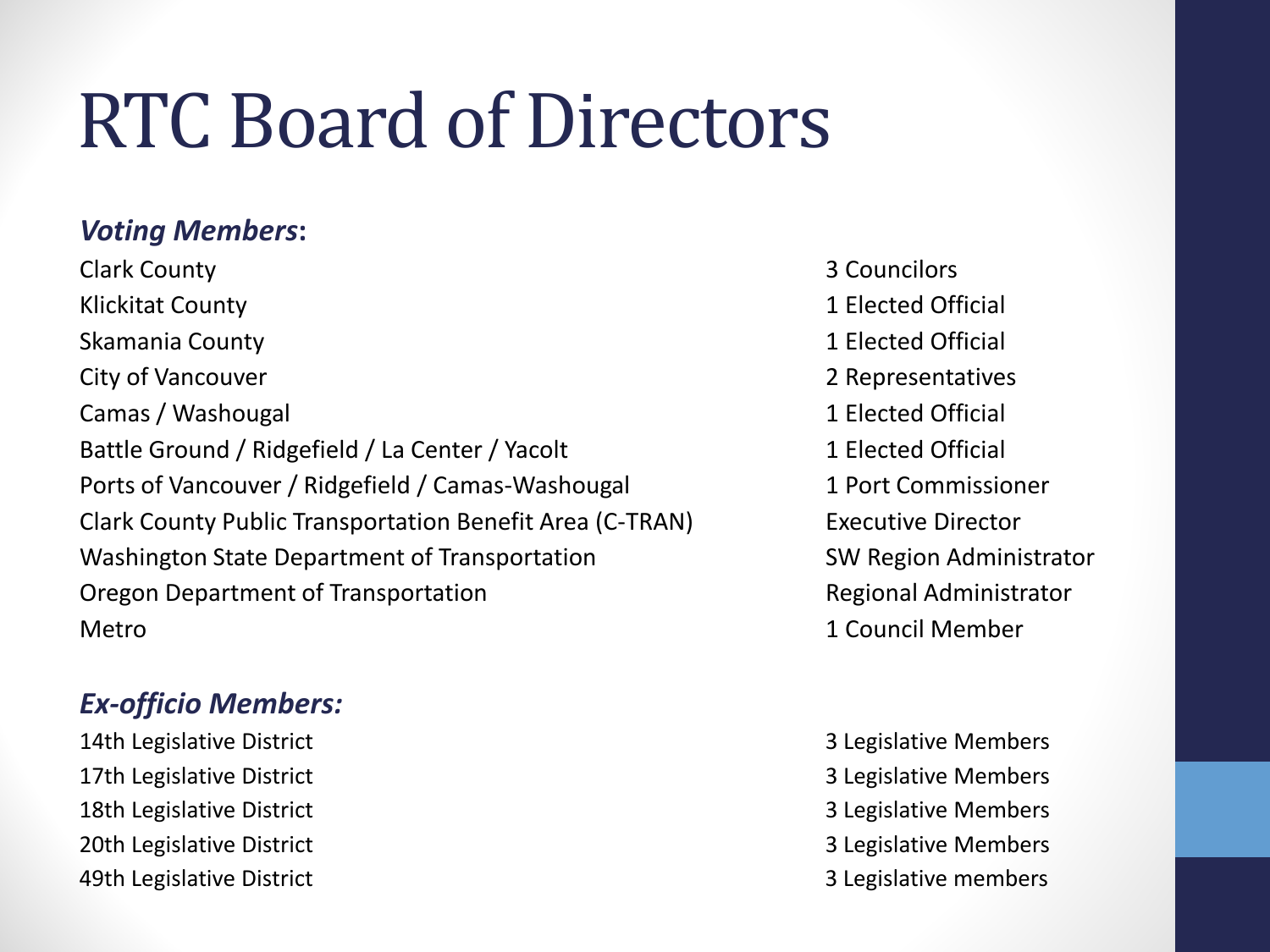# RTC Board of Directors

***Voting Members*:**

| | |
|---|---|
| Clark County | 3 Councilors |
| Klickitat County | 1 Elected Official |
| Skamania County | 1 Elected Official |
| City of Vancouver | 2 Representatives |
| Camas / Washougal | 1 Elected Official |
| Battle Ground / Ridgefield / La Center / Yacolt | 1 Elected Official |
| Ports of Vancouver / Ridgefield / Camas-Washougal | 1 Port Commissioner |
| Clark County Public Transportation Benefit Area (C-TRAN) | Executive Director |
| Washington State Department of Transportation | SW Region Administrator |
| Oregon Department of Transportation | Regional Administrator |
| Metro | 1 Council Member |

***Ex-officio Members:***

| | |
|---|---|
| 14th Legislative District | 3 Legislative Members |
| 17th Legislative District | 3 Legislative Members |
| 18th Legislative District | 3 Legislative Members |
| 20th Legislative District | 3 Legislative Members |
| 49th Legislative District | 3 Legislative members |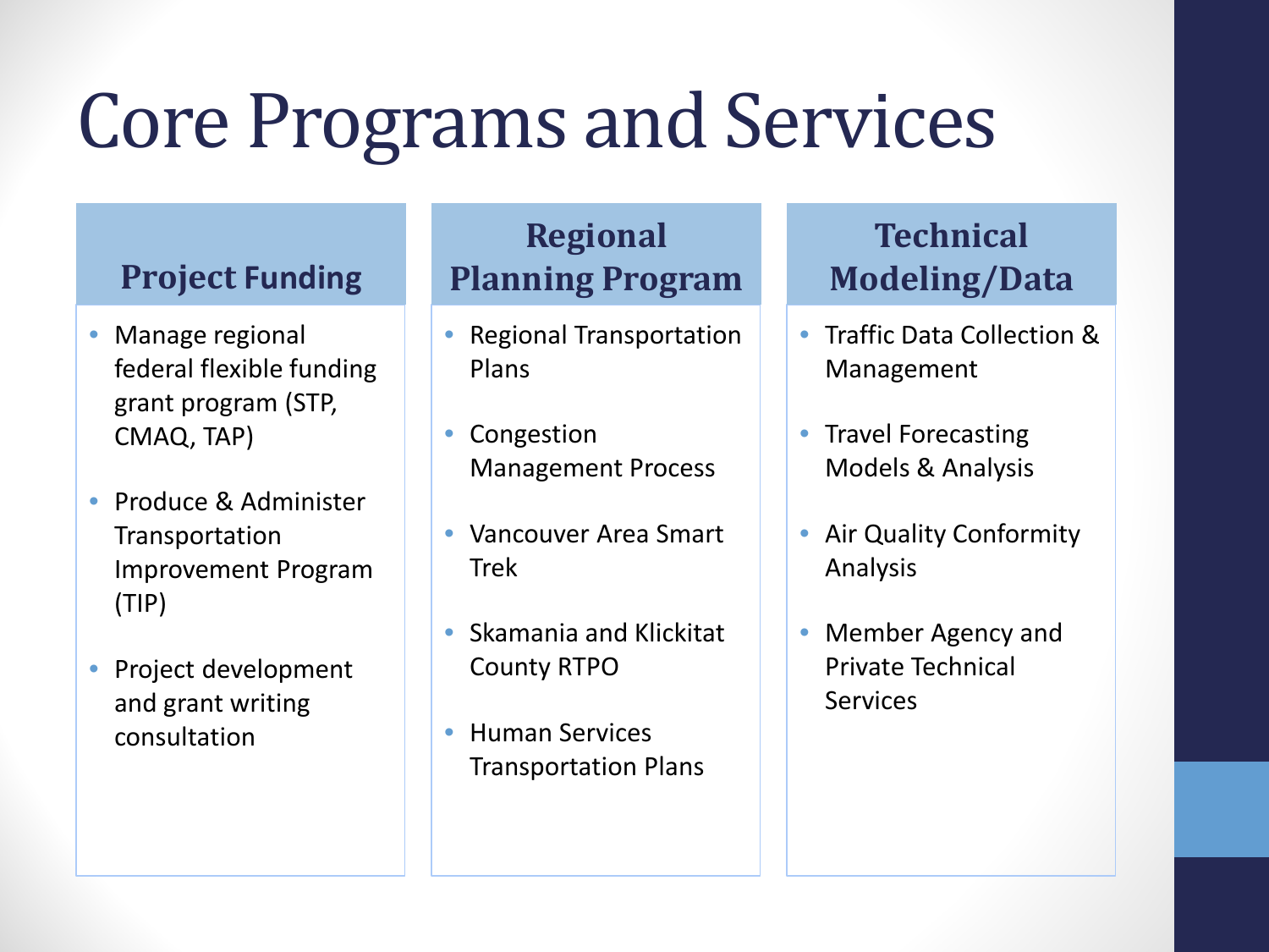# Core Programs and Services

### Project Funding

- Manage regional federal flexible funding grant program (STP, CMAQ, TAP)
- Produce & Administer Transportation Improvement Program (TIP)
- Project development and grant writing consultation

### Regional Planning Program

- Regional Transportation Plans
- Congestion Management Process
- Vancouver Area Smart Trek
- Skamania and Klickitat County RTPO
- Human Services Transportation Plans

### Technical Modeling/Data

- Traffic Data Collection & Management
- Travel Forecasting Models & Analysis
- Air Quality Conformity Analysis
- Member Agency and Private Technical Services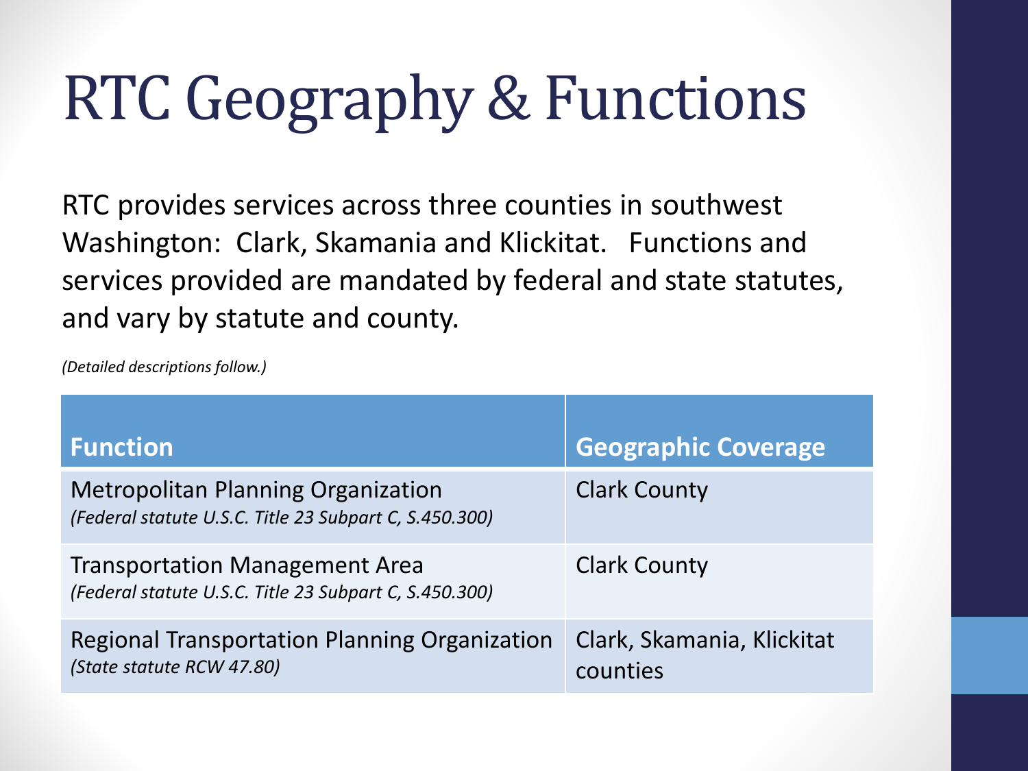# RTC Geography & Functions

RTC provides services across three counties in southwest Washington: Clark, Skamania and Klickitat. Functions and services provided are mandated by federal and state statutes, and vary by statute and county.

*(Detailed descriptions follow.)*

| Function | Geographic Coverage |
|---|---|
| Metropolitan Planning Organization *(Federal statute U.S.C. Title 23 Subpart C, S.450.300)* | Clark County |
| Transportation Management Area *(Federal statute U.S.C. Title 23 Subpart C, S.450.300)* | Clark County |
| Regional Transportation Planning Organization *(State statute RCW 47.80)* | Clark, Skamania, Klickitat counties |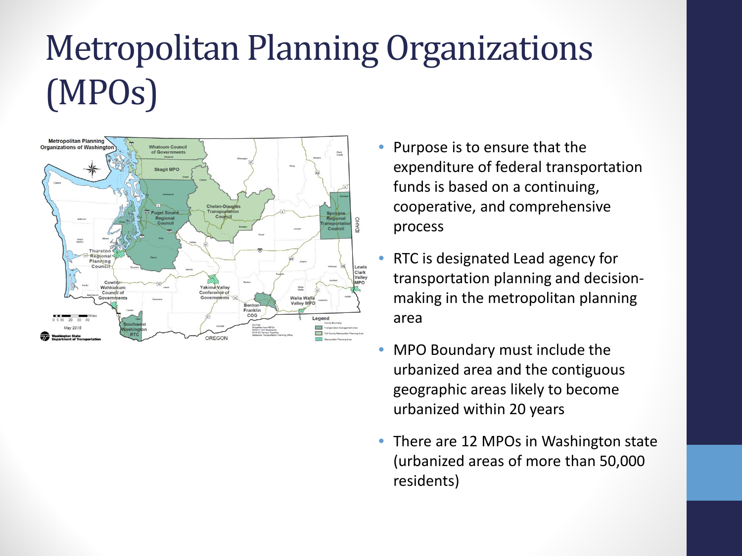# Metropolitan Planning Organizations (MPOs)

- Purpose is to ensure that the expenditure of federal transportation funds is based on a continuing, cooperative, and comprehensive process
- RTC is designated Lead agency for transportation planning and decision-making in the metropolitan planning area
- MPO Boundary must include the urbanized area and the contiguous geographic areas likely to become urbanized within 20 years
- There are 12 MPOs in Washington state (urbanized areas of more than 50,000 residents)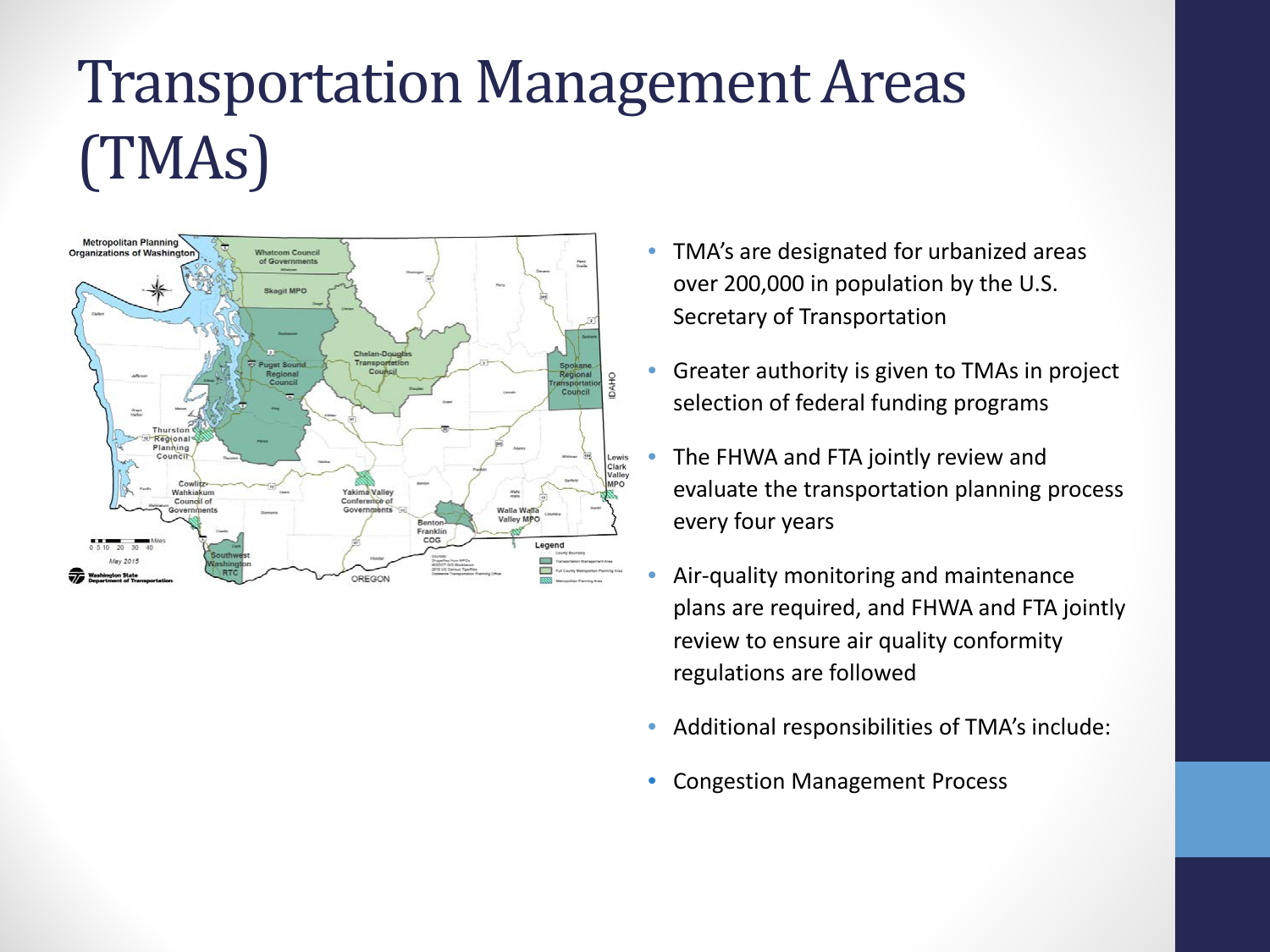# Transportation Management Areas (TMAs)

- TMA's are designated for urbanized areas over 200,000 in population by the U.S. Secretary of Transportation
- Greater authority is given to TMAs in project selection of federal funding programs
- The FHWA and FTA jointly review and evaluate the transportation planning process every four years
- Air-quality monitoring and maintenance plans are required, and FHWA and FTA jointly review to ensure air quality conformity regulations are followed
- Additional responsibilities of TMA's include:
- Congestion Management Process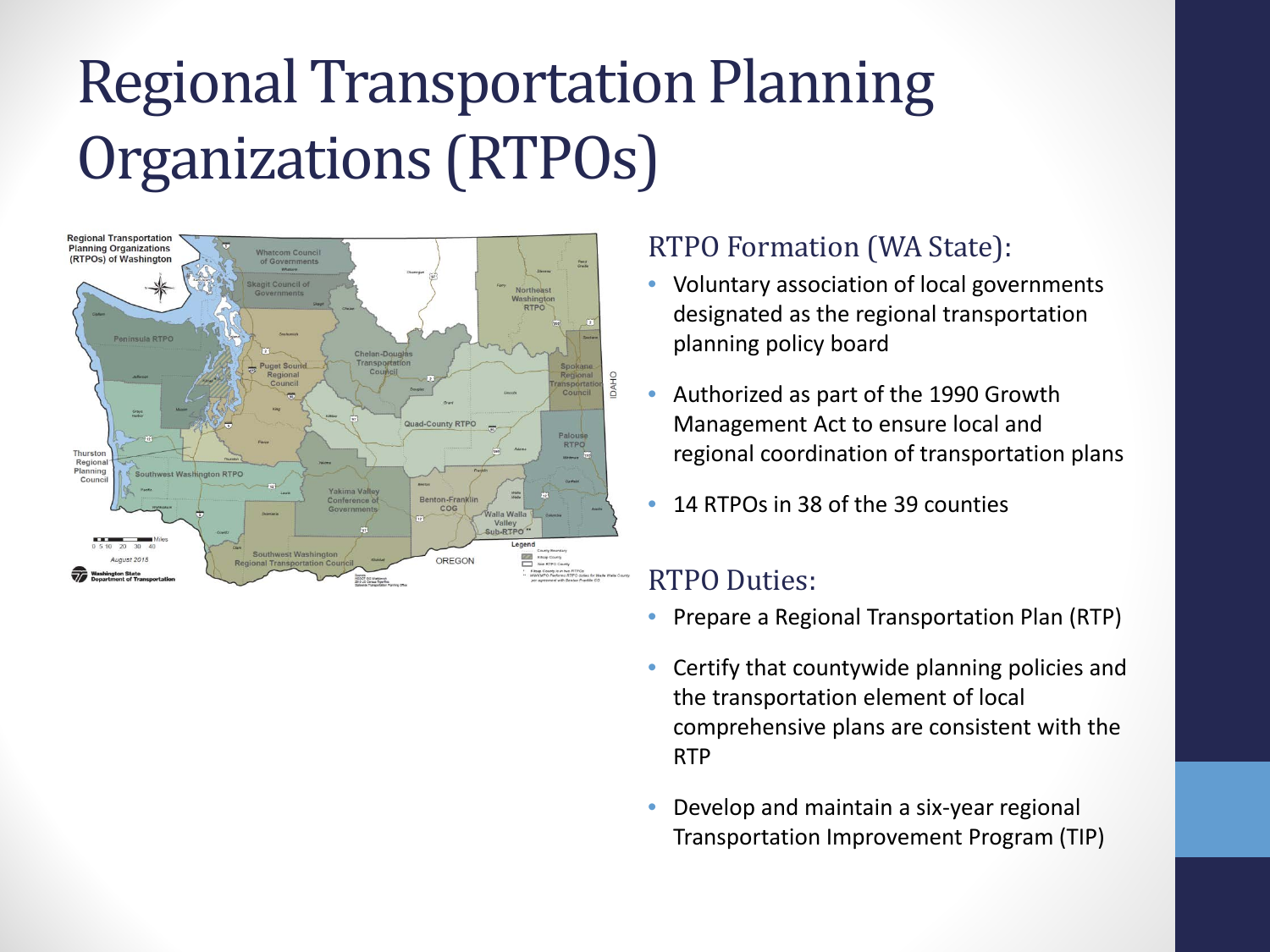# Regional Transportation Planning Organizations (RTPOs)

Regional Transportation Planning Organizations (RTPOs) of Washington

Whatcom Council of Governments
Skagit Council of Governments
Northeast Washington RTPO
Peninsula RTPO
Puget Sound Regional Council
Chelan-Douglas Transportation Council
Spokane Regional Transportation Council
Quad-County RTPO
Palouse RTPO
Thurston Regional Planning Council
Southwest Washington RTPO
Yakima Valley Conference of Governments
Benton-Franklin COG
Walla Walla Valley Sub-RTPO **
Southwest Washington Regional Transportation Council
IDAHO
OREGON
Legend
Miles
0 5 10 20 30 40
August 2015
Washington State Department of Transportation

## RTPO Formation (WA State):

- Voluntary association of local governments designated as the regional transportation planning policy board
- Authorized as part of the 1990 Growth Management Act to ensure local and regional coordination of transportation plans
- 14 RTPOs in 38 of the 39 counties

## RTPO Duties:

- Prepare a Regional Transportation Plan (RTP)
- Certify that countywide planning policies and the transportation element of local comprehensive plans are consistent with the RTP
- Develop and maintain a six-year regional Transportation Improvement Program (TIP)